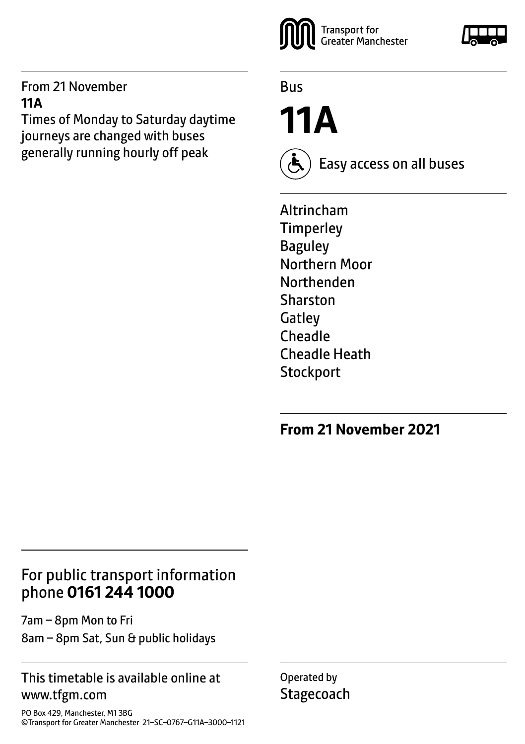Transport for Greater Manchester

Bus

# 11A

Easy access on all buses

Altrincham
Timperley
Baguley
Northern Moor
Northenden
Sharston
Gatley
Cheadle
Cheadle Heath
Stockport

**From 21 November 2021**

From 21 November
**11A**
Times of Monday to Saturday daytime journeys are changed with buses generally running hourly off peak

## For public transport information phone **0161 244 1000**

7am – 8pm Mon to Fri
8am – 8pm Sat, Sun & public holidays

This timetable is available online at www.tfgm.com

PO Box 429, Manchester, M1 3BG
©Transport for Greater Manchester 21–SC–0767–G11A–3000–1121

Operated by
Stagecoach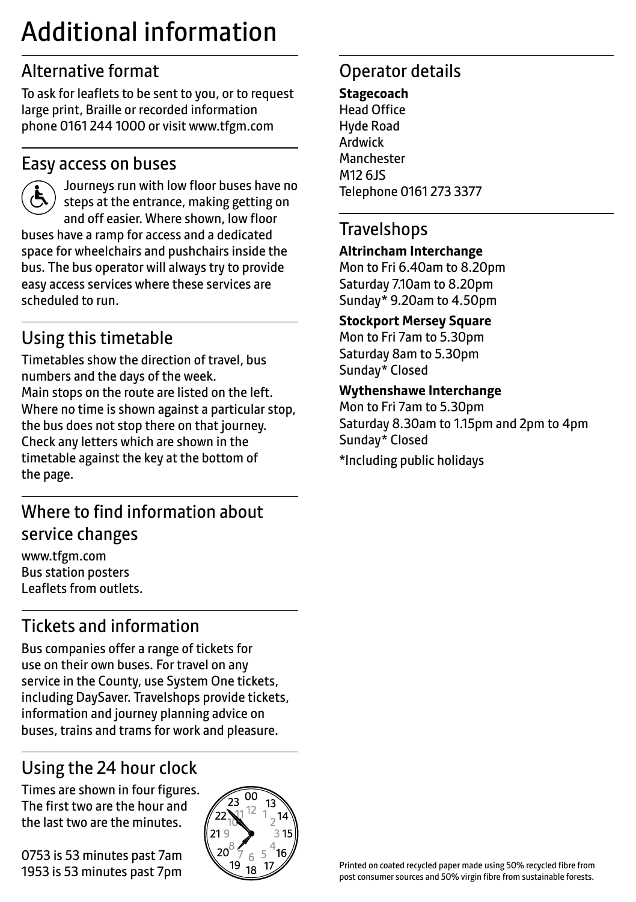# Additional information

## Alternative format

To ask for leaflets to be sent to you, or to request large print, Braille or recorded information phone 0161 244 1000 or visit www.tfgm.com

## Easy access on buses

Journeys run with low floor buses have no steps at the entrance, making getting on and off easier. Where shown, low floor buses have a ramp for access and a dedicated space for wheelchairs and pushchairs inside the bus. The bus operator will always try to provide easy access services where these services are scheduled to run.

## Using this timetable

Timetables show the direction of travel, bus numbers and the days of the week.
Main stops on the route are listed on the left. Where no time is shown against a particular stop, the bus does not stop there on that journey. Check any letters which are shown in the timetable against the key at the bottom of the page.

## Where to find information about service changes

www.tfgm.com
Bus station posters
Leaflets from outlets.

## Tickets and information

Bus companies offer a range of tickets for use on their own buses. For travel on any service in the County, use System One tickets, including DaySaver. Travelshops provide tickets, information and journey planning advice on buses, trains and trams for work and pleasure.

## Using the 24 hour clock

Times are shown in four figures. The first two are the hour and the last two are the minutes.

0753 is 53 minutes past 7am
1953 is 53 minutes past 7pm

## Operator details

**Stagecoach**
Head Office
Hyde Road
Ardwick
Manchester
M12 6JS
Telephone 0161 273 3377

## Travelshops

**Altrincham Interchange**
Mon to Fri 6.40am to 8.20pm
Saturday 7.10am to 8.20pm
Sunday* 9.20am to 4.50pm

**Stockport Mersey Square**
Mon to Fri 7am to 5.30pm
Saturday 8am to 5.30pm
Sunday* Closed

**Wythenshawe Interchange**
Mon to Fri 7am to 5.30pm
Saturday 8.30am to 1.15pm and 2pm to 4pm
Sunday* Closed

*Including public holidays

Printed on coated recycled paper made using 50% recycled fibre from post consumer sources and 50% virgin fibre from sustainable forests.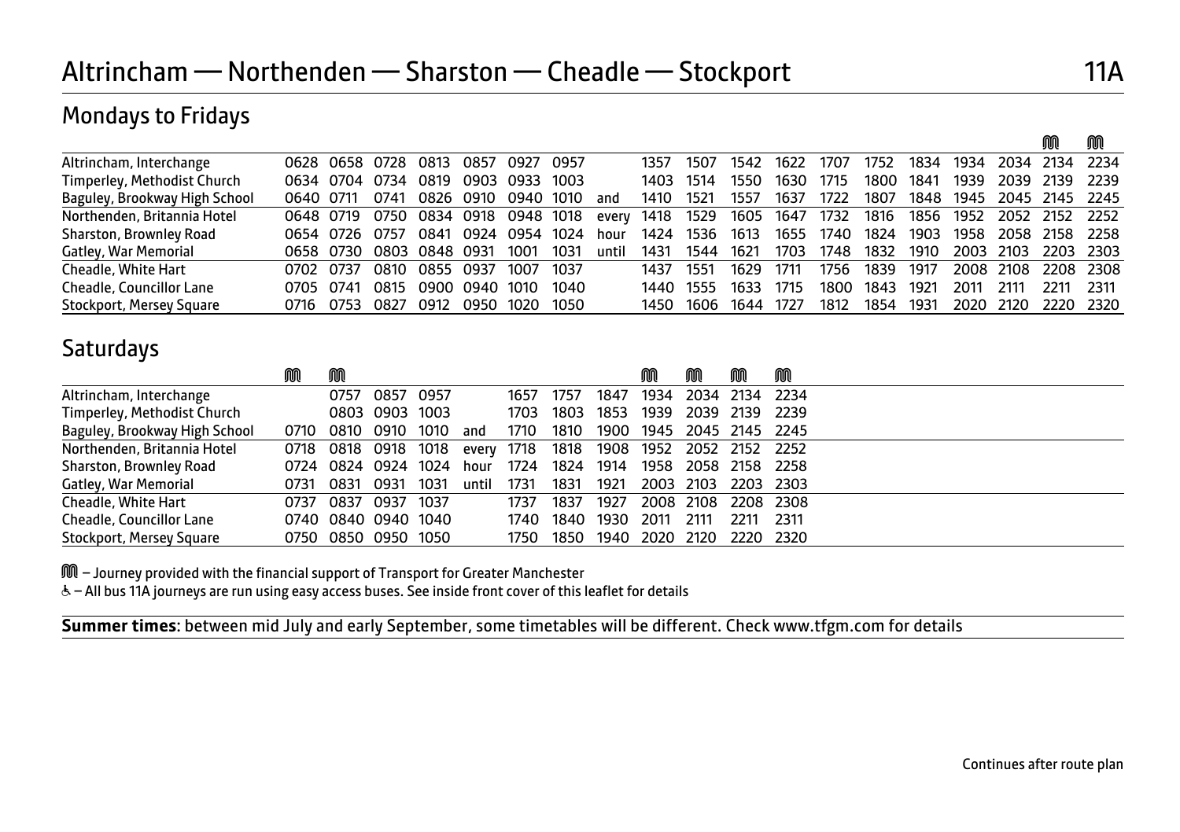# Altrincham — Northenden — Sharston — Cheadle — Stockport 11A

## Mondays to Fridays

| | | | | | | | | | | | | | | | | | | | M | M |
|---|---|---|---|---|---|---|---|---|---|---|---|---|---|---|---|---|---|---|---|---|
| Altrincham, Interchange | 0628 | 0658 | 0728 | 0813 | 0857 | 0927 | 0957 | | 1357 | 1507 | 1542 | 1622 | 1707 | 1752 | 1834 | 1934 | 2034 | 2134 | 2234 |
| Timperley, Methodist Church | 0634 | 0704 | 0734 | 0819 | 0903 | 0933 | 1003 | | 1403 | 1514 | 1550 | 1630 | 1715 | 1800 | 1841 | 1939 | 2039 | 2139 | 2239 |
| Baguley, Brookway High School | 0640 | 0711 | 0741 | 0826 | 0910 | 0940 | 1010 | and | 1410 | 1521 | 1557 | 1637 | 1722 | 1807 | 1848 | 1945 | 2045 | 2145 | 2245 |
| Northenden, Britannia Hotel | 0648 | 0719 | 0750 | 0834 | 0918 | 0948 | 1018 | every | 1418 | 1529 | 1605 | 1647 | 1732 | 1816 | 1856 | 1952 | 2052 | 2152 | 2252 |
| Sharston, Brownley Road | 0654 | 0726 | 0757 | 0841 | 0924 | 0954 | 1024 | hour | 1424 | 1536 | 1613 | 1655 | 1740 | 1824 | 1903 | 1958 | 2058 | 2158 | 2258 |
| Gatley, War Memorial | 0658 | 0730 | 0803 | 0848 | 0931 | 1001 | 1031 | until | 1431 | 1544 | 1621 | 1703 | 1748 | 1832 | 1910 | 2003 | 2103 | 2203 | 2303 |
| Cheadle, White Hart | 0702 | 0737 | 0810 | 0855 | 0937 | 1007 | 1037 | | 1437 | 1551 | 1629 | 1711 | 1756 | 1839 | 1917 | 2008 | 2108 | 2208 | 2308 |
| Cheadle, Councillor Lane | 0705 | 0741 | 0815 | 0900 | 0940 | 1010 | 1040 | | 1440 | 1555 | 1633 | 1715 | 1800 | 1843 | 1921 | 2011 | 2111 | 2211 | 2311 |
| Stockport, Mersey Square | 0716 | 0753 | 0827 | 0912 | 0950 | 1020 | 1050 | | 1450 | 1606 | 1644 | 1727 | 1812 | 1854 | 1931 | 2020 | 2120 | 2220 | 2320 |

## Saturdays

| | M | M | | | | | | | M | M | M | M |
|---|---|---|---|---|---|---|---|---|---|---|---|---|
| Altrincham, Interchange | | 0757 | 0857 | 0957 | | 1657 | 1757 | 1847 | 1934 | 2034 | 2134 | 2234 |
| Timperley, Methodist Church | | 0803 | 0903 | 1003 | | 1703 | 1803 | 1853 | 1939 | 2039 | 2139 | 2239 |
| Baguley, Brookway High School | 0710 | 0810 | 0910 | 1010 | and | 1710 | 1810 | 1900 | 1945 | 2045 | 2145 | 2245 |
| Northenden, Britannia Hotel | 0718 | 0818 | 0918 | 1018 | every | 1718 | 1818 | 1908 | 1952 | 2052 | 2152 | 2252 |
| Sharston, Brownley Road | 0724 | 0824 | 0924 | 1024 | hour | 1724 | 1824 | 1914 | 1958 | 2058 | 2158 | 2258 |
| Gatley, War Memorial | 0731 | 0831 | 0931 | 1031 | until | 1731 | 1831 | 1921 | 2003 | 2103 | 2203 | 2303 |
| Cheadle, White Hart | 0737 | 0837 | 0937 | 1037 | | 1737 | 1837 | 1927 | 2008 | 2108 | 2208 | 2308 |
| Cheadle, Councillor Lane | 0740 | 0840 | 0940 | 1040 | | 1740 | 1840 | 1930 | 2011 | 2111 | 2211 | 2311 |
| Stockport, Mersey Square | 0750 | 0850 | 0950 | 1050 | | 1750 | 1850 | 1940 | 2020 | 2120 | 2220 | 2320 |

M – Journey provided with the financial support of Transport for Greater Manchester

♿ – All bus 11A journeys are run using easy access buses. See inside front cover of this leaflet for details

**Summer times**: between mid July and early September, some timetables will be different. Check www.tfgm.com for details

Continues after route plan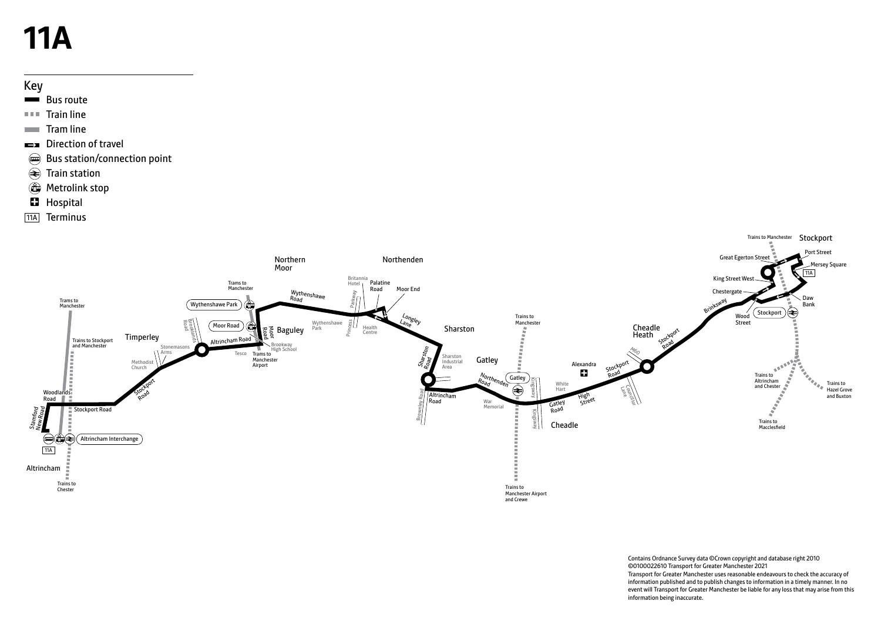# 11A

## Key

- Bus route
- Train line
- Tram line
- Direction of travel
- Bus station/connection point
- Train station
- Metrolink stop
- Hospital
- 11A Terminus

Altrincham, Altrincham Interchange, 11A, Stamford New Road, Woodlands Road, Stockport Road, Trains to Manchester, Trains to Stockport and Manchester, Trains to Chester, Timperley, Methodist Church, Stockport Road, Stonemasons Arms, Tesco, Altrincham Road, Brooklands Road, Moor Road, Wythenshawe Park, Trams to Manchester, Trams to Manchester Airport, Brookway High School, Moor Road, Baguley, Northern Moor, Wythenshawe Road, Wythenshawe Park, Princess Parkway, Britannia Hotel, Palatine Road, Health Centre, Moor End, Northenden, Longley Lane, Sharston, Sharston Road, Sharston Industrial Area, Brownley Road, Altrincham Road, Northenden Road, Gatley, War Memorial, Gatley, Trains to Manchester, Trains to Manchester Airport and Crewe, Kingsway, White Hart, Gatley Road, High Street, Cheadle, Alexandra, Stockport Road, Councillor Lane, M60, Cheadle Heath, Stockport Road, Brinksway, Wood Street, Chestergate, King Street West, Great Egerton Street, Trains to Manchester, Stockport, Port Street, Mersey Square, 11A, Daw Bank, Stockport, Trains to Altrincham and Chester, Trains to Hazel Grove and Buxton, Trains to Macclesfield

Contains Ordnance Survey data ©Crown copyright and database right 2010 ©0100022610 Transport for Greater Manchester 2021
Transport for Greater Manchester uses reasonable endeavours to check the accuracy of information published and to publish changes to information in a timely manner. In no event will Transport for Greater Manchester be liable for any loss that may arise from this information being inaccurate.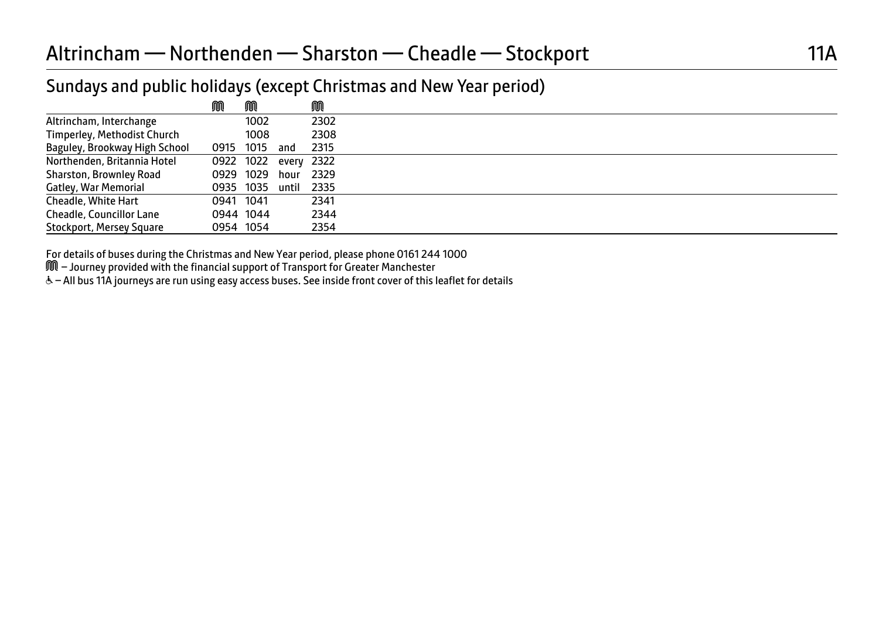# Altrincham — Northenden — Sharston — Cheadle — Stockport 11A

## Sundays and public holidays (except Christmas and New Year period)

| | Ⓜ | Ⓜ | | Ⓜ |
|---|---|---|---|---|
| Altrincham, Interchange | | 1002 | | 2302 |
| Timperley, Methodist Church | | 1008 | | 2308 |
| Baguley, Brookway High School | 0915 | 1015 | and | 2315 |
| Northenden, Britannia Hotel | 0922 | 1022 | every | 2322 |
| Sharston, Brownley Road | 0929 | 1029 | hour | 2329 |
| Gatley, War Memorial | 0935 | 1035 | until | 2335 |
| Cheadle, White Hart | 0941 | 1041 | | 2341 |
| Cheadle, Councillor Lane | 0944 | 1044 | | 2344 |
| Stockport, Mersey Square | 0954 | 1054 | | 2354 |

For details of buses during the Christmas and New Year period, please phone 0161 244 1000

Ⓜ – Journey provided with the financial support of Transport for Greater Manchester

♿ – All bus 11A journeys are run using easy access buses. See inside front cover of this leaflet for details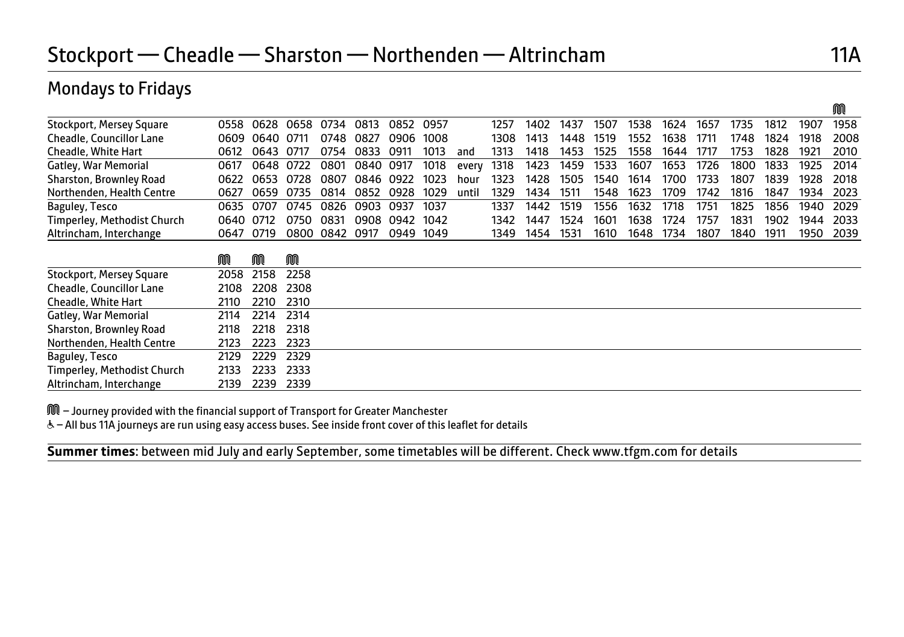# Stockport — Cheadle — Sharston — Northenden — Altrincham

11A

## Mondays to Fridays

| | | | | | | | | | | | | | | | | | | | | | |
|---|---|---|---|---|---|---|---|---|---|---|---|---|---|---|---|---|---|---|---|---|---|
| | | | | | | | | | | | | | | | | | | | | | M |
| Stockport, Mersey Square | 0558 | 0628 | 0658 | 0734 | 0813 | 0852 | 0957 | | 1257 | 1402 | 1437 | 1507 | 1538 | 1624 | 1657 | 1735 | 1812 | 1907 | 1958 |
| Cheadle, Councillor Lane | 0609 | 0640 | 0711 | 0748 | 0827 | 0906 | 1008 | | 1308 | 1413 | 1448 | 1519 | 1552 | 1638 | 1711 | 1748 | 1824 | 1918 | 2008 |
| Cheadle, White Hart | 0612 | 0643 | 0717 | 0754 | 0833 | 0911 | 1013 | and | 1313 | 1418 | 1453 | 1525 | 1558 | 1644 | 1717 | 1753 | 1828 | 1921 | 2010 |
| Gatley, War Memorial | 0617 | 0648 | 0722 | 0801 | 0840 | 0917 | 1018 | every | 1318 | 1423 | 1459 | 1533 | 1607 | 1653 | 1726 | 1800 | 1833 | 1925 | 2014 |
| Sharston, Brownley Road | 0622 | 0653 | 0728 | 0807 | 0846 | 0922 | 1023 | hour | 1323 | 1428 | 1505 | 1540 | 1614 | 1700 | 1733 | 1807 | 1839 | 1928 | 2018 |
| Northenden, Health Centre | 0627 | 0659 | 0735 | 0814 | 0852 | 0928 | 1029 | until | 1329 | 1434 | 1511 | 1548 | 1623 | 1709 | 1742 | 1816 | 1847 | 1934 | 2023 |
| Baguley, Tesco | 0635 | 0707 | 0745 | 0826 | 0903 | 0937 | 1037 | | 1337 | 1442 | 1519 | 1556 | 1632 | 1718 | 1751 | 1825 | 1856 | 1940 | 2029 |
| Timperley, Methodist Church | 0640 | 0712 | 0750 | 0831 | 0908 | 0942 | 1042 | | 1342 | 1447 | 1524 | 1601 | 1638 | 1724 | 1757 | 1831 | 1902 | 1944 | 2033 |
| Altrincham, Interchange | 0647 | 0719 | 0800 | 0842 | 0917 | 0949 | 1049 | | 1349 | 1454 | 1531 | 1610 | 1648 | 1734 | 1807 | 1840 | 1911 | 1950 | 2039 |

| | M | M | M |
|---|---|---|---|
| Stockport, Mersey Square | 2058 | 2158 | 2258 |
| Cheadle, Councillor Lane | 2108 | 2208 | 2308 |
| Cheadle, White Hart | 2110 | 2210 | 2310 |
| Gatley, War Memorial | 2114 | 2214 | 2314 |
| Sharston, Brownley Road | 2118 | 2218 | 2318 |
| Northenden, Health Centre | 2123 | 2223 | 2323 |
| Baguley, Tesco | 2129 | 2229 | 2329 |
| Timperley, Methodist Church | 2133 | 2233 | 2333 |
| Altrincham, Interchange | 2139 | 2239 | 2339 |

M – Journey provided with the financial support of Transport for Greater Manchester

♿ – All bus 11A journeys are run using easy access buses. See inside front cover of this leaflet for details

**Summer times**: between mid July and early September, some timetables will be different. Check www.tfgm.com for details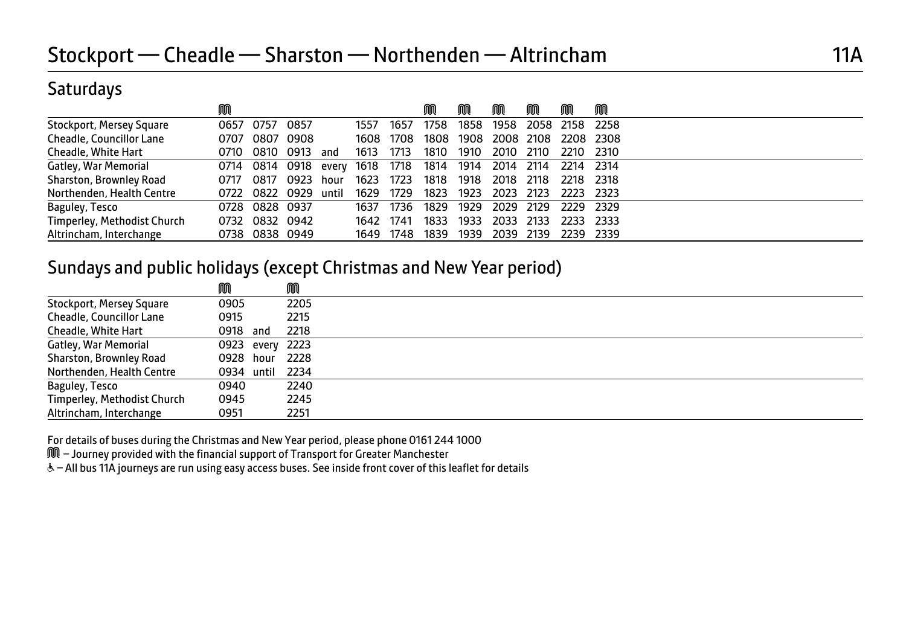# Stockport — Cheadle — Sharston — Northenden — Altrincham 11A

## Saturdays

| | M | | | | | | M | M | M | M | M | M |
|---|---|---|---|---|---|---|---|---|---|---|---|---|
| Stockport, Mersey Square | 0657 | 0757 | 0857 | | 1557 | 1657 | 1758 | 1858 | 1958 | 2058 | 2158 | 2258 |
| Cheadle, Councillor Lane | 0707 | 0807 | 0908 | | 1608 | 1708 | 1808 | 1908 | 2008 | 2108 | 2208 | 2308 |
| Cheadle, White Hart | 0710 | 0810 | 0913 | and | 1613 | 1713 | 1810 | 1910 | 2010 | 2110 | 2210 | 2310 |
| Gatley, War Memorial | 0714 | 0814 | 0918 | every | 1618 | 1718 | 1814 | 1914 | 2014 | 2114 | 2214 | 2314 |
| Sharston, Brownley Road | 0717 | 0817 | 0923 | hour | 1623 | 1723 | 1818 | 1918 | 2018 | 2118 | 2218 | 2318 |
| Northenden, Health Centre | 0722 | 0822 | 0929 | until | 1629 | 1729 | 1823 | 1923 | 2023 | 2123 | 2223 | 2323 |
| Baguley, Tesco | 0728 | 0828 | 0937 | | 1637 | 1736 | 1829 | 1929 | 2029 | 2129 | 2229 | 2329 |
| Timperley, Methodist Church | 0732 | 0832 | 0942 | | 1642 | 1741 | 1833 | 1933 | 2033 | 2133 | 2233 | 2333 |
| Altrincham, Interchange | 0738 | 0838 | 0949 | | 1649 | 1748 | 1839 | 1939 | 2039 | 2139 | 2239 | 2339 |

## Sundays and public holidays (except Christmas and New Year period)

| | M | | M |
|---|---|---|---|
| Stockport, Mersey Square | 0905 | | 2205 |
| Cheadle, Councillor Lane | 0915 | | 2215 |
| Cheadle, White Hart | 0918 | and | 2218 |
| Gatley, War Memorial | 0923 | every | 2223 |
| Sharston, Brownley Road | 0928 | hour | 2228 |
| Northenden, Health Centre | 0934 | until | 2234 |
| Baguley, Tesco | 0940 | | 2240 |
| Timperley, Methodist Church | 0945 | | 2245 |
| Altrincham, Interchange | 0951 | | 2251 |

For details of buses during the Christmas and New Year period, please phone 0161 244 1000

M – Journey provided with the financial support of Transport for Greater Manchester

♿ – All bus 11A journeys are run using easy access buses. See inside front cover of this leaflet for details